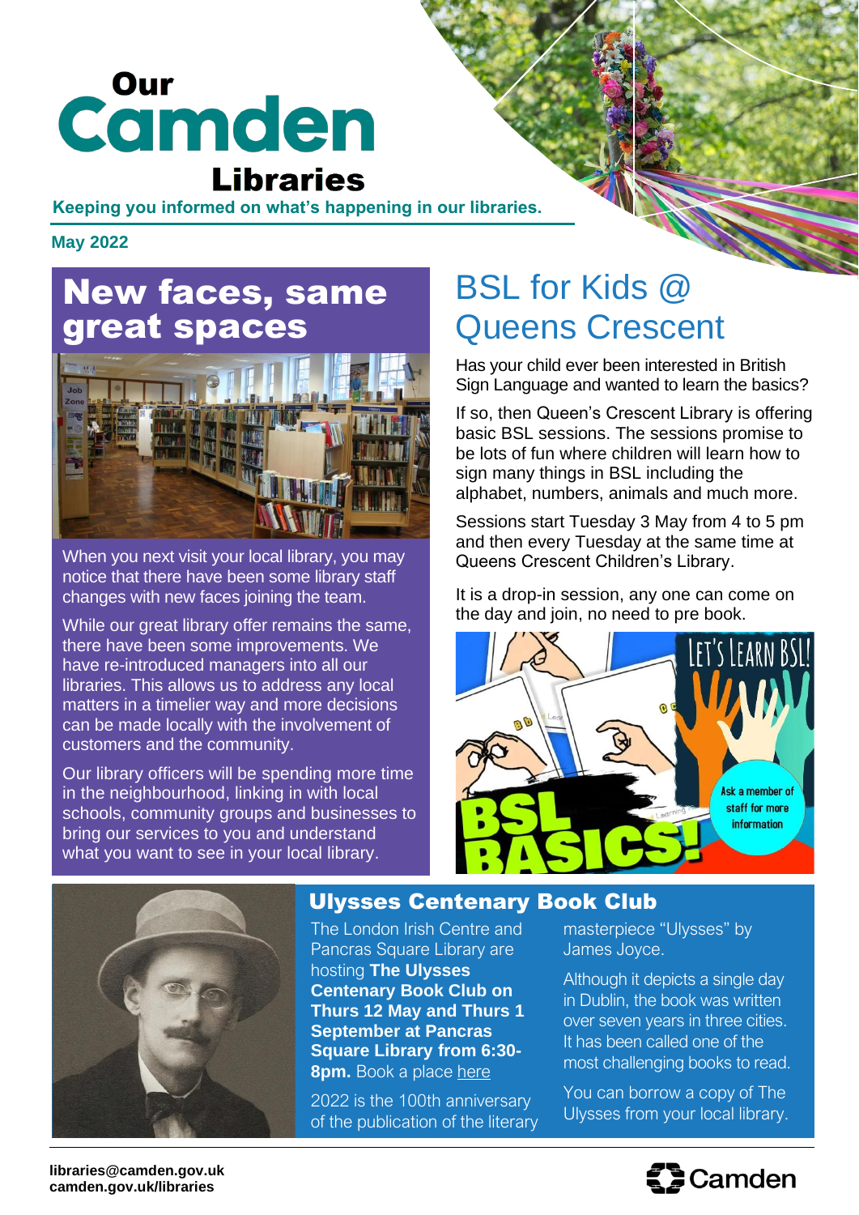# Our Camden Libraries

**Keeping you informed on what's happening in our libraries.**

**May 2022**

## New faces, same great spaces

When you next visit your local library, you may notice that there have been some library staff changes with new faces joining the team.

While our great library offer remains the same, there have been some improvements. We have re-introduced managers into all our libraries. This allows us to address any local matters in a timelier way and more decisions can be made locally with the involvement of customers and the community.

Our library officers will be spending more time in the neighbourhood, linking in with local schools, community groups and businesses to bring our services to you and understand what you want to see in your local library.

## BSL for Kids @ Queens Crescent

Has your child ever been interested in British Sign Language and wanted to learn the basics?

If so, then Queen's Crescent Library is offering basic BSL sessions. The sessions promise to be lots of fun where children will learn how to sign many things in BSL including the alphabet, numbers, animals and much more.

Sessions start Tuesday 3 May from 4 to 5 pm and then every Tuesday at the same time at Queens Crescent Children's Library.

It is a drop-in session, any one can come on the day and join, no need to pre book.

## Ulysses Centenary Book Club

The London Irish Centre and Pancras Square Library are hosting **The Ulysses Centenary Book Club on Thurs 12 May and Thurs 1 September at Pancras Square Library from 6:30-8pm.** Book a place here

2022 is the 100th anniversary of the publication of the literary masterpiece "Ulysses" by James Joyce.

Although it depicts a single day in Dublin, the book was written over seven years in three cities. It has been called one of the most challenging books to read.

You can borrow a copy of The Ulysses from your local library.

**libraries@camden.gov.uk**
**camden.gov.uk/libraries**

Camden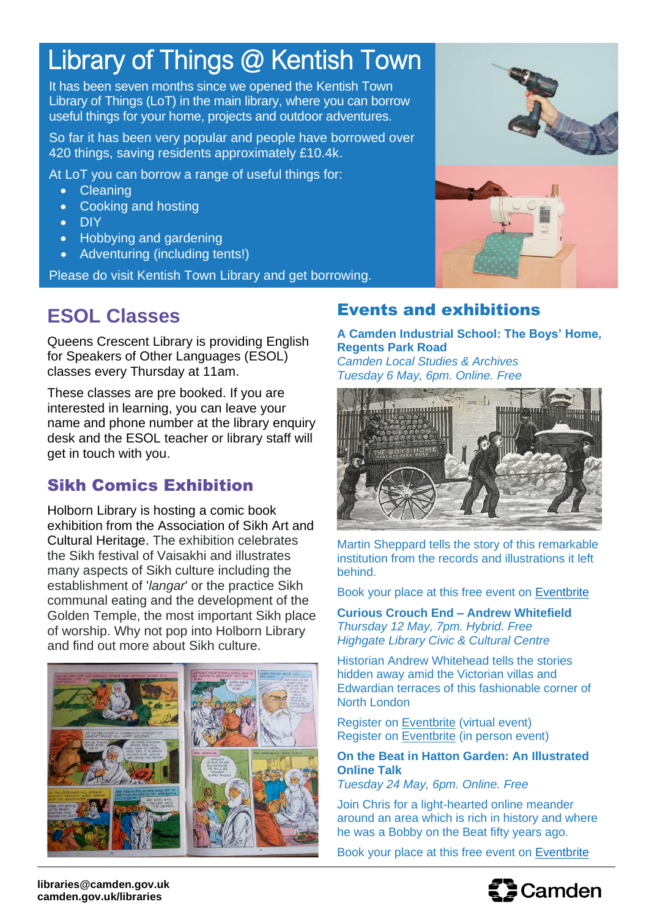# Library of Things @ Kentish Town

It has been seven months since we opened the Kentish Town Library of Things (LoT) in the main library, where you can borrow useful things for your home, projects and outdoor adventures.

So far it has been very popular and people have borrowed over 420 things, saving residents approximately £10.4k.

At LoT you can borrow a range of useful things for:

- Cleaning
- Cooking and hosting
- DIY
- Hobbying and gardening
- Adventuring (including tents!)

Please do visit Kentish Town Library and get borrowing.

## ESOL Classes

Queens Crescent Library is providing English for Speakers of Other Languages (ESOL) classes every Thursday at 11am.

These classes are pre booked. If you are interested in learning, you can leave your name and phone number at the library enquiry desk and the ESOL teacher or library staff will get in touch with you.

## Sikh Comics Exhibition

Holborn Library is hosting a comic book exhibition from the Association of Sikh Art and Cultural Heritage. The exhibition celebrates the Sikh festival of Vaisakhi and illustrates many aspects of Sikh culture including the establishment of '*langar*' or the practice Sikh communal eating and the development of the Golden Temple, the most important Sikh place of worship. Why not pop into Holborn Library and find out more about Sikh culture.

## Events and exhibitions

**A Camden Industrial School: The Boys' Home, Regents Park Road**
*Camden Local Studies & Archives*
*Tuesday 6 May, 6pm. Online. Free*

Martin Sheppard tells the story of this remarkable institution from the records and illustrations it left behind.

Book your place at this free event on Eventbrite

**Curious Crouch End – Andrew Whitefield**
*Thursday 12 May, 7pm. Hybrid. Free*
*Highgate Library Civic & Cultural Centre*

Historian Andrew Whitehead tells the stories hidden away amid the Victorian villas and Edwardian terraces of this fashionable corner of North London

Register on Eventbrite (virtual event)
Register on Eventbrite (in person event)

**On the Beat in Hatton Garden: An Illustrated Online Talk**
*Tuesday 24 May, 6pm. Online. Free*

Join Chris for a light-hearted online meander around an area which is rich in history and where he was a Bobby on the Beat fifty years ago.

Book your place at this free event on Eventbrite

**libraries@camden.gov.uk**
**camden.gov.uk/libraries**

Camden